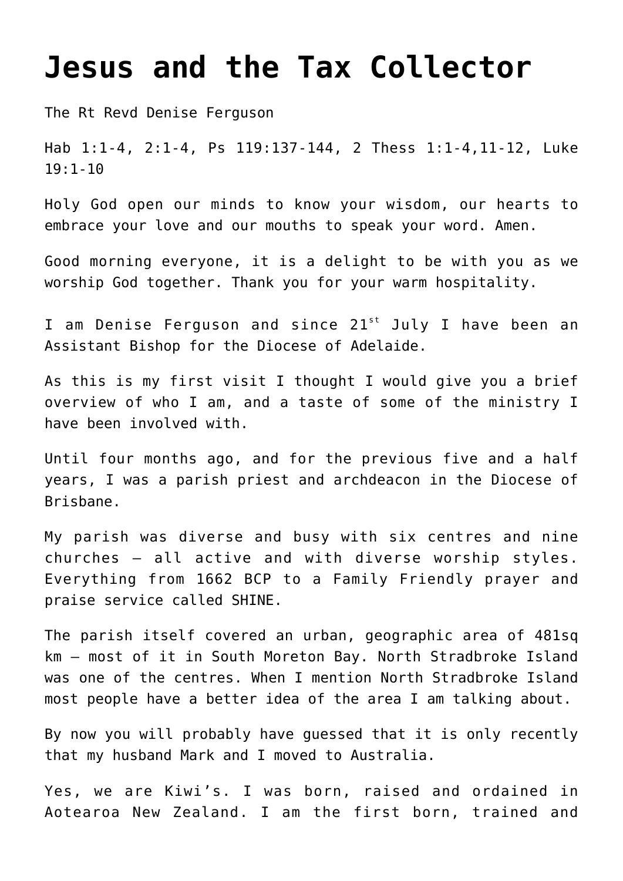# Jesus and the Tax Collector

The Rt Revd Denise Ferguson

Hab 1:1-4, 2:1-4, Ps 119:137-144, 2 Thess 1:1-4,11-12, Luke 19:1-10

Holy God open our minds to know your wisdom, our hearts to embrace your love and our mouths to speak your word. Amen.

Good morning everyone, it is a delight to be with you as we worship God together. Thank you for your warm hospitality.

I am Denise Ferguson and since 21st July I have been an Assistant Bishop for the Diocese of Adelaide.

As this is my first visit I thought I would give you a brief overview of who I am, and a taste of some of the ministry I have been involved with.

Until four months ago, and for the previous five and a half years, I was a parish priest and archdeacon in the Diocese of Brisbane.

My parish was diverse and busy with six centres and nine churches – all active and with diverse worship styles. Everything from 1662 BCP to a Family Friendly prayer and praise service called SHINE.

The parish itself covered an urban, geographic area of 481sq km – most of it in South Moreton Bay. North Stradbroke Island was one of the centres. When I mention North Stradbroke Island most people have a better idea of the area I am talking about.

By now you will probably have guessed that it is only recently that my husband Mark and I moved to Australia.

Yes, we are Kiwi's. I was born, raised and ordained in Aotearoa New Zealand. I am the first born, trained and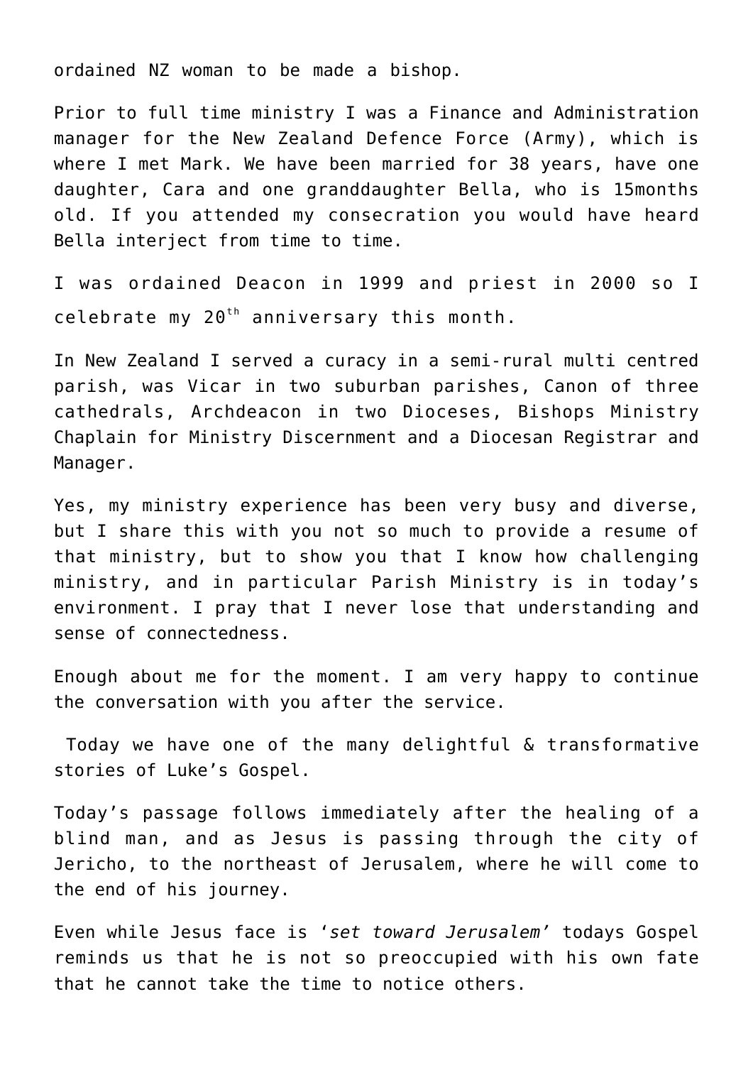ordained NZ woman to be made a bishop.

Prior to full time ministry I was a Finance and Administration manager for the New Zealand Defence Force (Army), which is where I met Mark. We have been married for 38 years, have one daughter, Cara and one granddaughter Bella, who is 15months old. If you attended my consecration you would have heard Bella interject from time to time.

I was ordained Deacon in 1999 and priest in 2000 so I celebrate my 20th anniversary this month.

In New Zealand I served a curacy in a semi-rural multi centred parish, was Vicar in two suburban parishes, Canon of three cathedrals, Archdeacon in two Dioceses, Bishops Ministry Chaplain for Ministry Discernment and a Diocesan Registrar and Manager.

Yes, my ministry experience has been very busy and diverse, but I share this with you not so much to provide a resume of that ministry, but to show you that I know how challenging ministry, and in particular Parish Ministry is in today's environment. I pray that I never lose that understanding and sense of connectedness.

Enough about me for the moment. I am very happy to continue the conversation with you after the service.

Today we have one of the many delightful & transformative stories of Luke's Gospel.

Today's passage follows immediately after the healing of a blind man, and as Jesus is passing through the city of Jericho, to the northeast of Jerusalem, where he will come to the end of his journey.

Even while Jesus face is '*set toward Jerusalem*' todays Gospel reminds us that he is not so preoccupied with his own fate that he cannot take the time to notice others.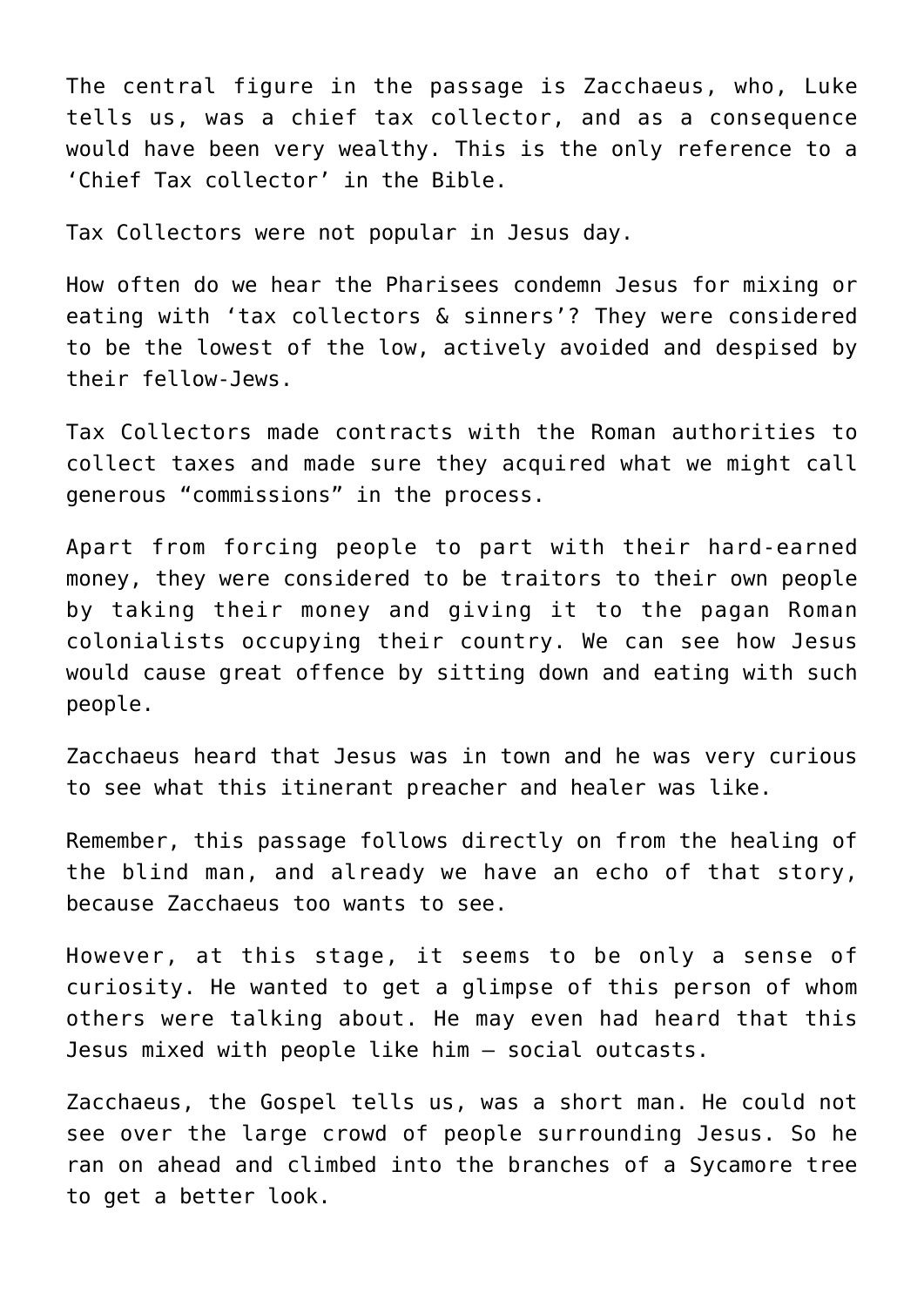The central figure in the passage is Zacchaeus, who, Luke tells us, was a chief tax collector, and as a consequence would have been very wealthy. This is the only reference to a 'Chief Tax collector' in the Bible.

Tax Collectors were not popular in Jesus day.

How often do we hear the Pharisees condemn Jesus for mixing or eating with 'tax collectors & sinners'? They were considered to be the lowest of the low, actively avoided and despised by their fellow-Jews.

Tax Collectors made contracts with the Roman authorities to collect taxes and made sure they acquired what we might call generous "commissions" in the process.

Apart from forcing people to part with their hard-earned money, they were considered to be traitors to their own people by taking their money and giving it to the pagan Roman colonialists occupying their country. We can see how Jesus would cause great offence by sitting down and eating with such people.

Zacchaeus heard that Jesus was in town and he was very curious to see what this itinerant preacher and healer was like.

Remember, this passage follows directly on from the healing of the blind man, and already we have an echo of that story, because Zacchaeus too wants to see.

However, at this stage, it seems to be only a sense of curiosity. He wanted to get a glimpse of this person of whom others were talking about. He may even had heard that this Jesus mixed with people like him – social outcasts.

Zacchaeus, the Gospel tells us, was a short man. He could not see over the large crowd of people surrounding Jesus. So he ran on ahead and climbed into the branches of a Sycamore tree to get a better look.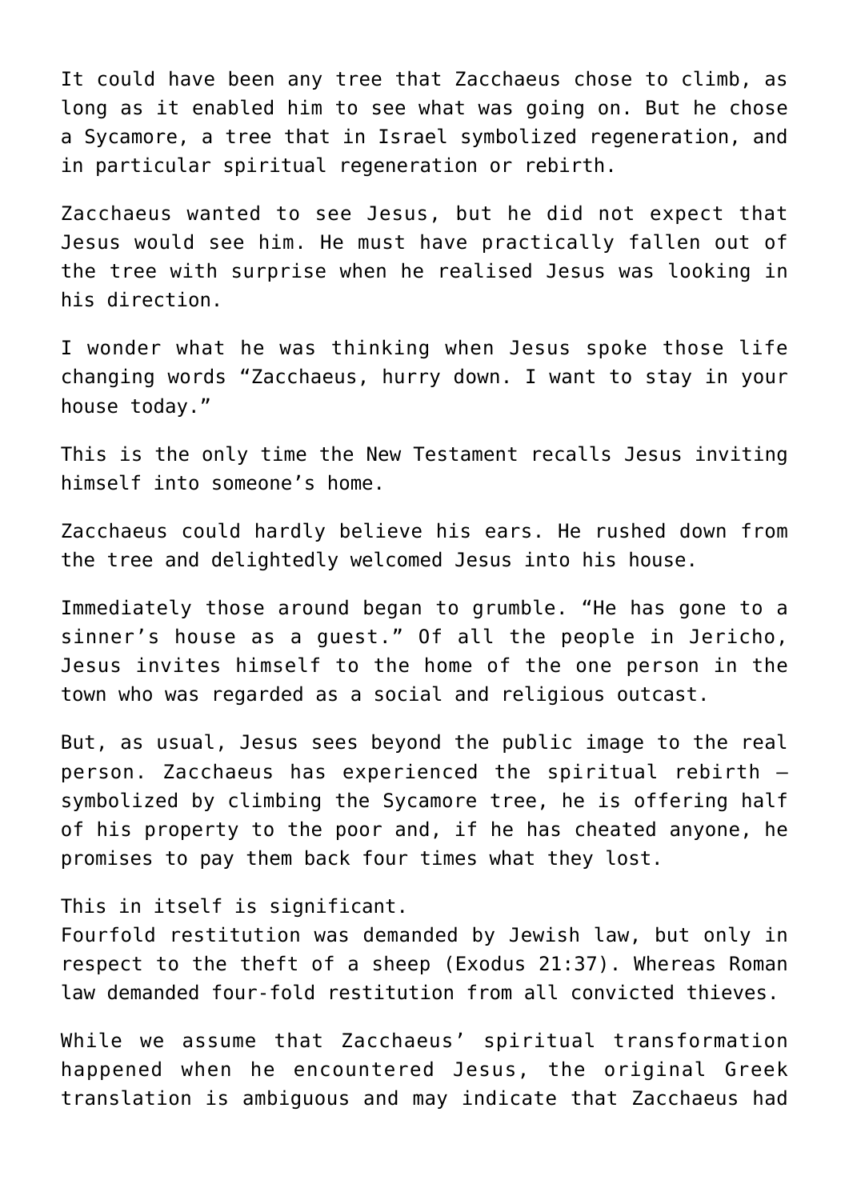It could have been any tree that Zacchaeus chose to climb, as long as it enabled him to see what was going on. But he chose a Sycamore, a tree that in Israel symbolized regeneration, and in particular spiritual regeneration or rebirth.

Zacchaeus wanted to see Jesus, but he did not expect that Jesus would see him. He must have practically fallen out of the tree with surprise when he realised Jesus was looking in his direction.

I wonder what he was thinking when Jesus spoke those life changing words "Zacchaeus, hurry down. I want to stay in your house today."

This is the only time the New Testament recalls Jesus inviting himself into someone's home.

Zacchaeus could hardly believe his ears. He rushed down from the tree and delightedly welcomed Jesus into his house.

Immediately those around began to grumble. "He has gone to a sinner's house as a guest." Of all the people in Jericho, Jesus invites himself to the home of the one person in the town who was regarded as a social and religious outcast.

But, as usual, Jesus sees beyond the public image to the real person. Zacchaeus has experienced the spiritual rebirth – symbolized by climbing the Sycamore tree, he is offering half of his property to the poor and, if he has cheated anyone, he promises to pay them back four times what they lost.

This in itself is significant.
Fourfold restitution was demanded by Jewish law, but only in respect to the theft of a sheep (Exodus 21:37). Whereas Roman law demanded four-fold restitution from all convicted thieves.

While we assume that Zacchaeus' spiritual transformation happened when he encountered Jesus, the original Greek translation is ambiguous and may indicate that Zacchaeus had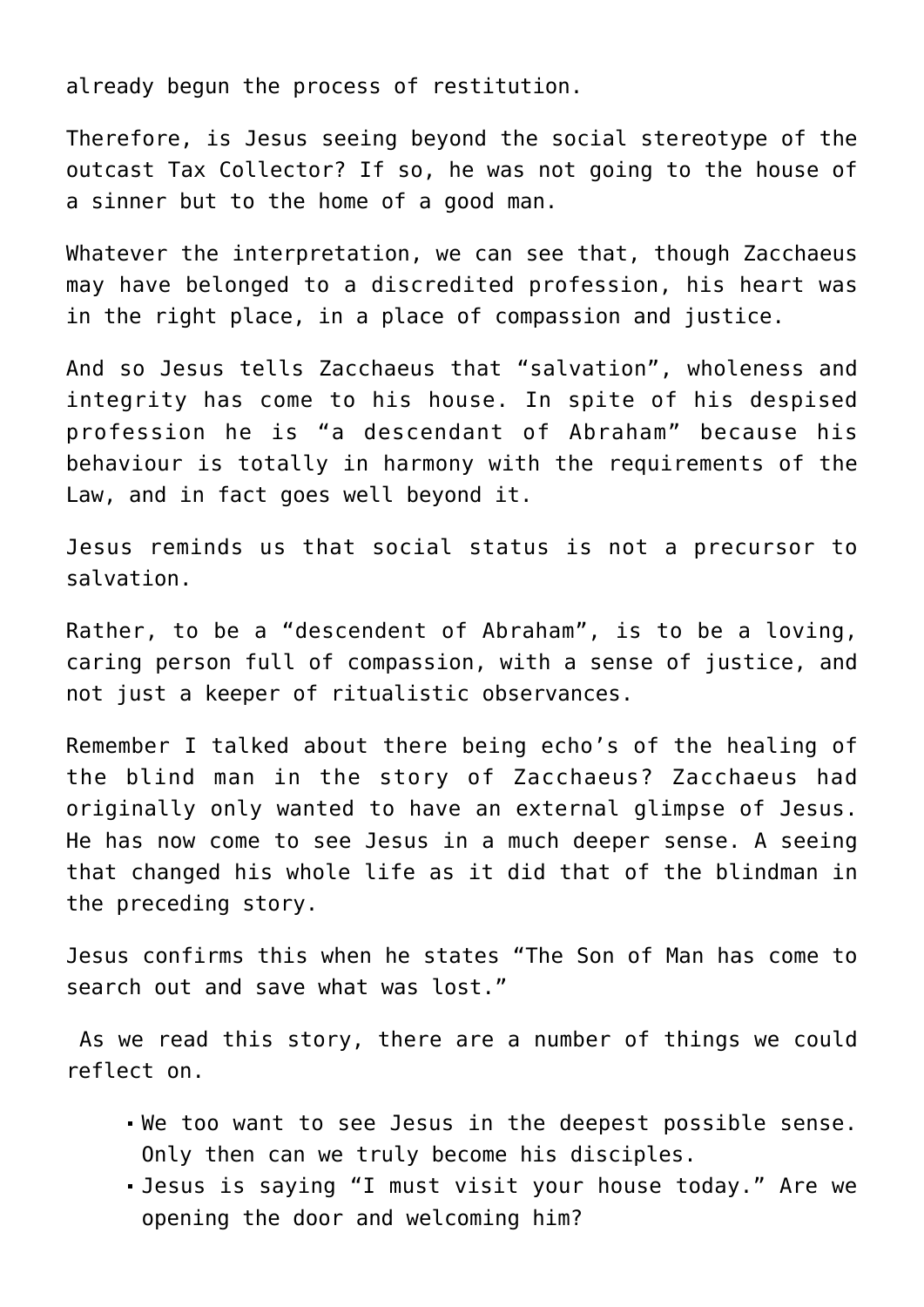already begun the process of restitution.

Therefore, is Jesus seeing beyond the social stereotype of the outcast Tax Collector? If so, he was not going to the house of a sinner but to the home of a good man.

Whatever the interpretation, we can see that, though Zacchaeus may have belonged to a discredited profession, his heart was in the right place, in a place of compassion and justice.

And so Jesus tells Zacchaeus that "salvation", wholeness and integrity has come to his house. In spite of his despised profession he is "a descendant of Abraham" because his behaviour is totally in harmony with the requirements of the Law, and in fact goes well beyond it.

Jesus reminds us that social status is not a precursor to salvation.

Rather, to be a "descendent of Abraham", is to be a loving, caring person full of compassion, with a sense of justice, and not just a keeper of ritualistic observances.

Remember I talked about there being echo's of the healing of the blind man in the story of Zacchaeus? Zacchaeus had originally only wanted to have an external glimpse of Jesus. He has now come to see Jesus in a much deeper sense. A seeing that changed his whole life as it did that of the blindman in the preceding story.

Jesus confirms this when he states "The Son of Man has come to search out and save what was lost."

As we read this story, there are a number of things we could reflect on.

- We too want to see Jesus in the deepest possible sense. Only then can we truly become his disciples.
- Jesus is saying "I must visit your house today." Are we opening the door and welcoming him?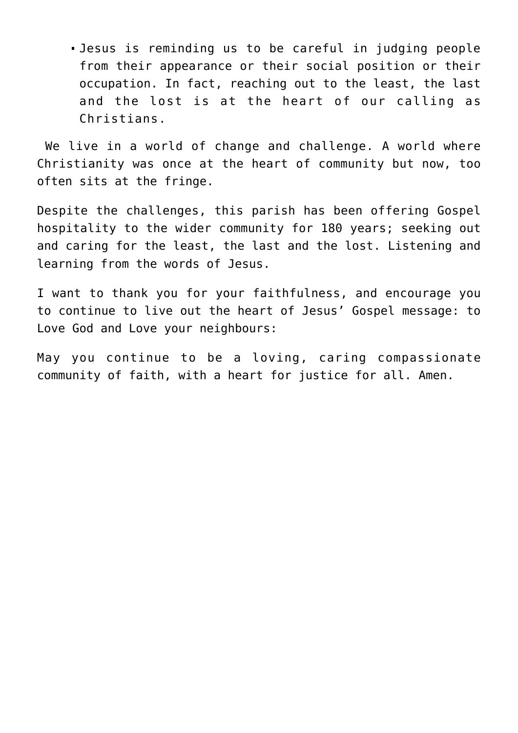- Jesus is reminding us to be careful in judging people from their appearance or their social position or their occupation. In fact, reaching out to the least, the last and the lost is at the heart of our calling as Christians.

We live in a world of change and challenge. A world where Christianity was once at the heart of community but now, too often sits at the fringe.

Despite the challenges, this parish has been offering Gospel hospitality to the wider community for 180 years; seeking out and caring for the least, the last and the lost. Listening and learning from the words of Jesus.

I want to thank you for your faithfulness, and encourage you to continue to live out the heart of Jesus' Gospel message: to Love God and Love your neighbours:

May you continue to be a loving, caring compassionate community of faith, with a heart for justice for all. Amen.